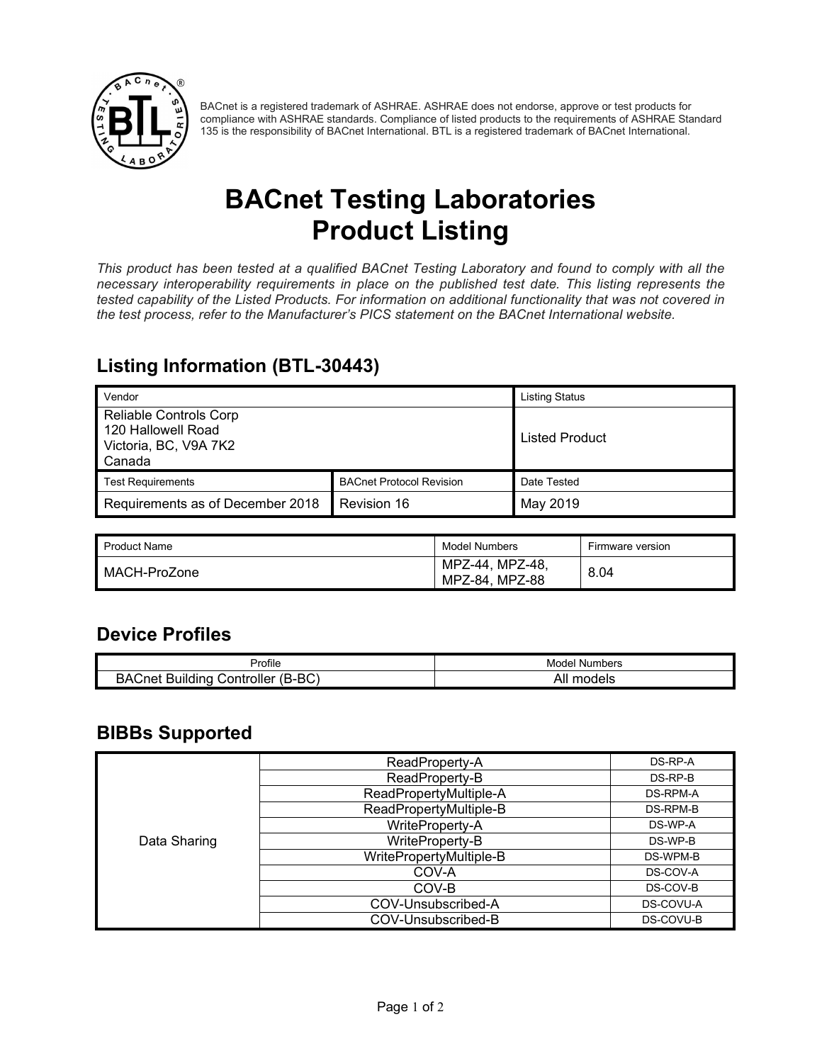BACnet is a registered trademark of ASHRAE. ASHRAE does not endorse, approve or test products for compliance with ASHRAE standards. Compliance of listed products to the requirements of ASHRAE Standard 135 is the responsibility of BACnet International. BTL is a registered trademark of BACnet International.

# BACnet Testing Laboratories Product Listing

*This product has been tested at a qualified BACnet Testing Laboratory and found to comply with all the necessary interoperability requirements in place on the published test date. This listing represents the tested capability of the Listed Products. For information on additional functionality that was not covered in the test process, refer to the Manufacturer's PICS statement on the BACnet International website.*

## Listing Information (BTL-30443)

| Vendor | | Listing Status |
|---|---|---|
| Reliable Controls Corp<br>120 Hallowell Road<br>Victoria, BC, V9A 7K2<br>Canada | | Listed Product |
| Test Requirements | BACnet Protocol Revision | Date Tested |
| Requirements as of December 2018 | Revision 16 | May 2019 |

| Product Name | Model Numbers | Firmware version |
|---|---|---|
| MACH-ProZone | MPZ-44, MPZ-48, MPZ-84, MPZ-88 | 8.04 |

## Device Profiles

| Profile | Model Numbers |
|---|---|
| BACnet Building Controller (B-BC) | All models |

## BIBBs Supported

| | | |
|---|---|---|
| Data Sharing | ReadProperty-A | DS-RP-A |
| | ReadProperty-B | DS-RP-B |
| | ReadPropertyMultiple-A | DS-RPM-A |
| | ReadPropertyMultiple-B | DS-RPM-B |
| | WriteProperty-A | DS-WP-A |
| | WriteProperty-B | DS-WP-B |
| | WritePropertyMultiple-B | DS-WPM-B |
| | COV-A | DS-COV-A |
| | COV-B | DS-COV-B |
| | COV-Unsubscribed-A | DS-COVU-A |
| | COV-Unsubscribed-B | DS-COVU-B |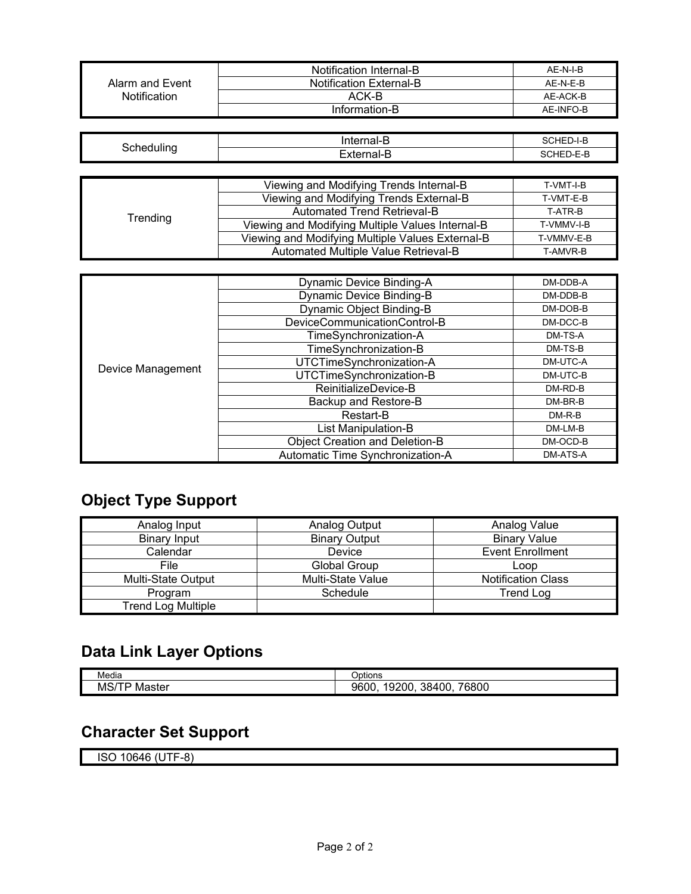| | | |
|---|---|---|
| Alarm and Event Notification | Notification Internal-B | AE-N-I-B |
| | Notification External-B | AE-N-E-B |
| | ACK-B | AE-ACK-B |
| | Information-B | AE-INFO-B |

| | | |
|---|---|---|
| Scheduling | Internal-B | SCHED-I-B |
| | External-B | SCHED-E-B |

| | | |
|---|---|---|
| Trending | Viewing and Modifying Trends Internal-B | T-VMT-I-B |
| | Viewing and Modifying Trends External-B | T-VMT-E-B |
| | Automated Trend Retrieval-B | T-ATR-B |
| | Viewing and Modifying Multiple Values Internal-B | T-VMMV-I-B |
| | Viewing and Modifying Multiple Values External-B | T-VMMV-E-B |
| | Automated Multiple Value Retrieval-B | T-AMVR-B |

| | | |
|---|---|---|
| Device Management | Dynamic Device Binding-A | DM-DDB-A |
| | Dynamic Device Binding-B | DM-DDB-B |
| | Dynamic Object Binding-B | DM-DOB-B |
| | DeviceCommunicationControl-B | DM-DCC-B |
| | TimeSynchronization-A | DM-TS-A |
| | TimeSynchronization-B | DM-TS-B |
| | UTCTimeSynchronization-A | DM-UTC-A |
| | UTCTimeSynchronization-B | DM-UTC-B |
| | ReinitializeDevice-B | DM-RD-B |
| | Backup and Restore-B | DM-BR-B |
| | Restart-B | DM-R-B |
| | List Manipulation-B | DM-LM-B |
| | Object Creation and Deletion-B | DM-OCD-B |
| | Automatic Time Synchronization-A | DM-ATS-A |

## Object Type Support

| | | |
|---|---|---|
| Analog Input | Analog Output | Analog Value |
| Binary Input | Binary Output | Binary Value |
| Calendar | Device | Event Enrollment |
| File | Global Group | Loop |
| Multi-State Output | Multi-State Value | Notification Class |
| Program | Schedule | Trend Log |
| Trend Log Multiple | | |

## Data Link Layer Options

| Media | Options |
|---|---|
| MS/TP Master | 9600, 19200, 38400, 76800 |

## Character Set Support

| |
|---|
| ISO 10646 (UTF-8) |